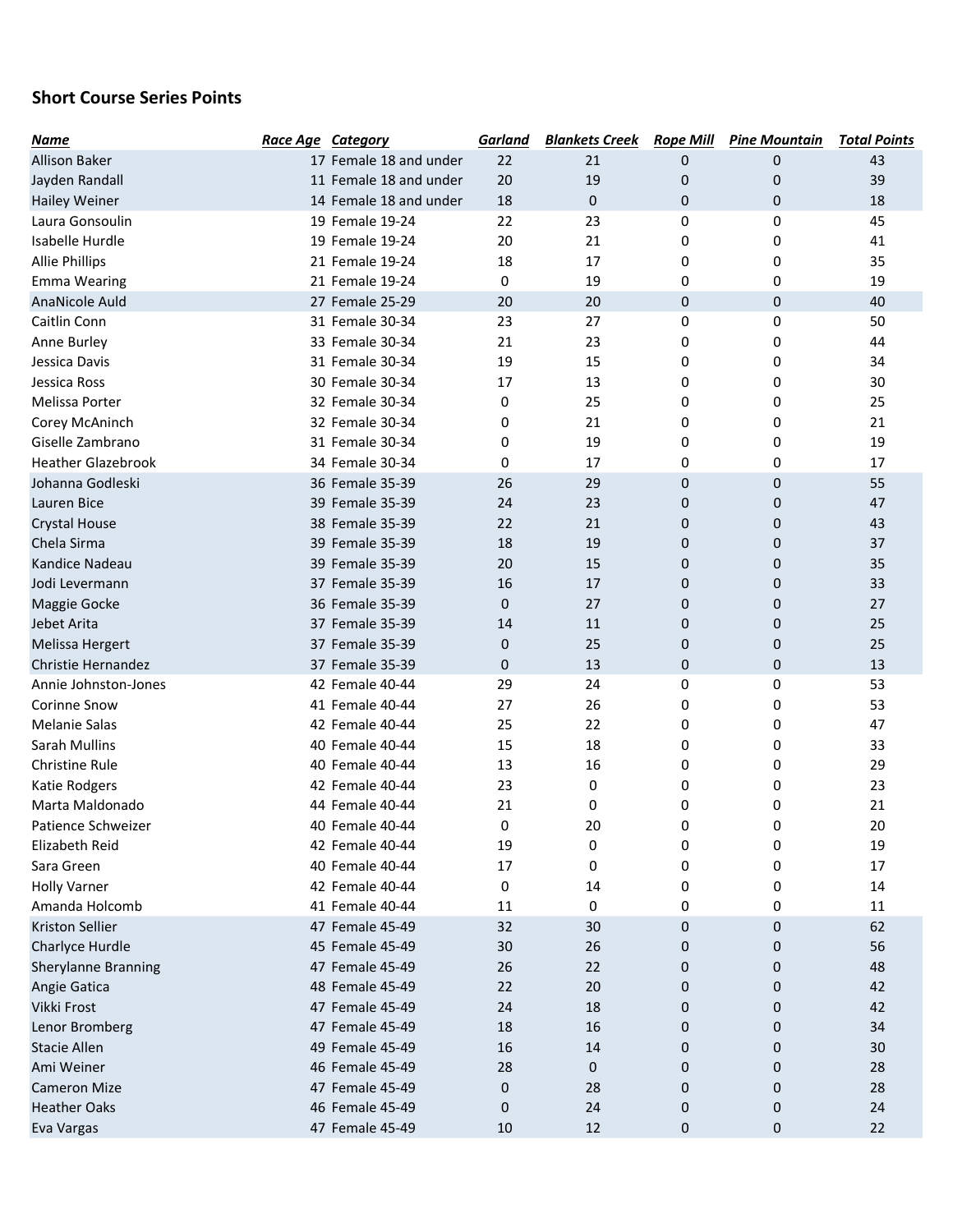**Short Course Series Points**

| ***Name*** | ***Race Age*** | ***Category*** | ***Garland*** | ***Blankets Creek*** | ***Rope Mill*** | ***Pine Mountain*** | ***Total Points*** |
|---|---|---|---|---|---|---|---|
| Allison Baker | 17 | Female 18 and under | 22 | 21 | 0 | 0 | 43 |
| Jayden Randall | 11 | Female 18 and under | 20 | 19 | 0 | 0 | 39 |
| Hailey Weiner | 14 | Female 18 and under | 18 | 0 | 0 | 0 | 18 |
| Laura Gonsoulin | 19 | Female 19-24 | 22 | 23 | 0 | 0 | 45 |
| Isabelle Hurdle | 19 | Female 19-24 | 20 | 21 | 0 | 0 | 41 |
| Allie Phillips | 21 | Female 19-24 | 18 | 17 | 0 | 0 | 35 |
| Emma Wearing | 21 | Female 19-24 | 0 | 19 | 0 | 0 | 19 |
| AnaNicole Auld | 27 | Female 25-29 | 20 | 20 | 0 | 0 | 40 |
| Caitlin Conn | 31 | Female 30-34 | 23 | 27 | 0 | 0 | 50 |
| Anne Burley | 33 | Female 30-34 | 21 | 23 | 0 | 0 | 44 |
| Jessica Davis | 31 | Female 30-34 | 19 | 15 | 0 | 0 | 34 |
| Jessica Ross | 30 | Female 30-34 | 17 | 13 | 0 | 0 | 30 |
| Melissa Porter | 32 | Female 30-34 | 0 | 25 | 0 | 0 | 25 |
| Corey McAninch | 32 | Female 30-34 | 0 | 21 | 0 | 0 | 21 |
| Giselle Zambrano | 31 | Female 30-34 | 0 | 19 | 0 | 0 | 19 |
| Heather Glazebrook | 34 | Female 30-34 | 0 | 17 | 0 | 0 | 17 |
| Johanna Godleski | 36 | Female 35-39 | 26 | 29 | 0 | 0 | 55 |
| Lauren Bice | 39 | Female 35-39 | 24 | 23 | 0 | 0 | 47 |
| Crystal House | 38 | Female 35-39 | 22 | 21 | 0 | 0 | 43 |
| Chela Sirma | 39 | Female 35-39 | 18 | 19 | 0 | 0 | 37 |
| Kandice Nadeau | 39 | Female 35-39 | 20 | 15 | 0 | 0 | 35 |
| Jodi Levermann | 37 | Female 35-39 | 16 | 17 | 0 | 0 | 33 |
| Maggie Gocke | 36 | Female 35-39 | 0 | 27 | 0 | 0 | 27 |
| Jebet Arita | 37 | Female 35-39 | 14 | 11 | 0 | 0 | 25 |
| Melissa Hergert | 37 | Female 35-39 | 0 | 25 | 0 | 0 | 25 |
| Christie Hernandez | 37 | Female 35-39 | 0 | 13 | 0 | 0 | 13 |
| Annie Johnston-Jones | 42 | Female 40-44 | 29 | 24 | 0 | 0 | 53 |
| Corinne Snow | 41 | Female 40-44 | 27 | 26 | 0 | 0 | 53 |
| Melanie Salas | 42 | Female 40-44 | 25 | 22 | 0 | 0 | 47 |
| Sarah Mullins | 40 | Female 40-44 | 15 | 18 | 0 | 0 | 33 |
| Christine Rule | 40 | Female 40-44 | 13 | 16 | 0 | 0 | 29 |
| Katie Rodgers | 42 | Female 40-44 | 23 | 0 | 0 | 0 | 23 |
| Marta Maldonado | 44 | Female 40-44 | 21 | 0 | 0 | 0 | 21 |
| Patience Schweizer | 40 | Female 40-44 | 0 | 20 | 0 | 0 | 20 |
| Elizabeth Reid | 42 | Female 40-44 | 19 | 0 | 0 | 0 | 19 |
| Sara Green | 40 | Female 40-44 | 17 | 0 | 0 | 0 | 17 |
| Holly Varner | 42 | Female 40-44 | 0 | 14 | 0 | 0 | 14 |
| Amanda Holcomb | 41 | Female 40-44 | 11 | 0 | 0 | 0 | 11 |
| Kriston Sellier | 47 | Female 45-49 | 32 | 30 | 0 | 0 | 62 |
| Charlyce Hurdle | 45 | Female 45-49 | 30 | 26 | 0 | 0 | 56 |
| Sherylanne Branning | 47 | Female 45-49 | 26 | 22 | 0 | 0 | 48 |
| Angie Gatica | 48 | Female 45-49 | 22 | 20 | 0 | 0 | 42 |
| Vikki Frost | 47 | Female 45-49 | 24 | 18 | 0 | 0 | 42 |
| Lenor Bromberg | 47 | Female 45-49 | 18 | 16 | 0 | 0 | 34 |
| Stacie Allen | 49 | Female 45-49 | 16 | 14 | 0 | 0 | 30 |
| Ami Weiner | 46 | Female 45-49 | 28 | 0 | 0 | 0 | 28 |
| Cameron Mize | 47 | Female 45-49 | 0 | 28 | 0 | 0 | 28 |
| Heather Oaks | 46 | Female 45-49 | 0 | 24 | 0 | 0 | 24 |
| Eva Vargas | 47 | Female 45-49 | 10 | 12 | 0 | 0 | 22 |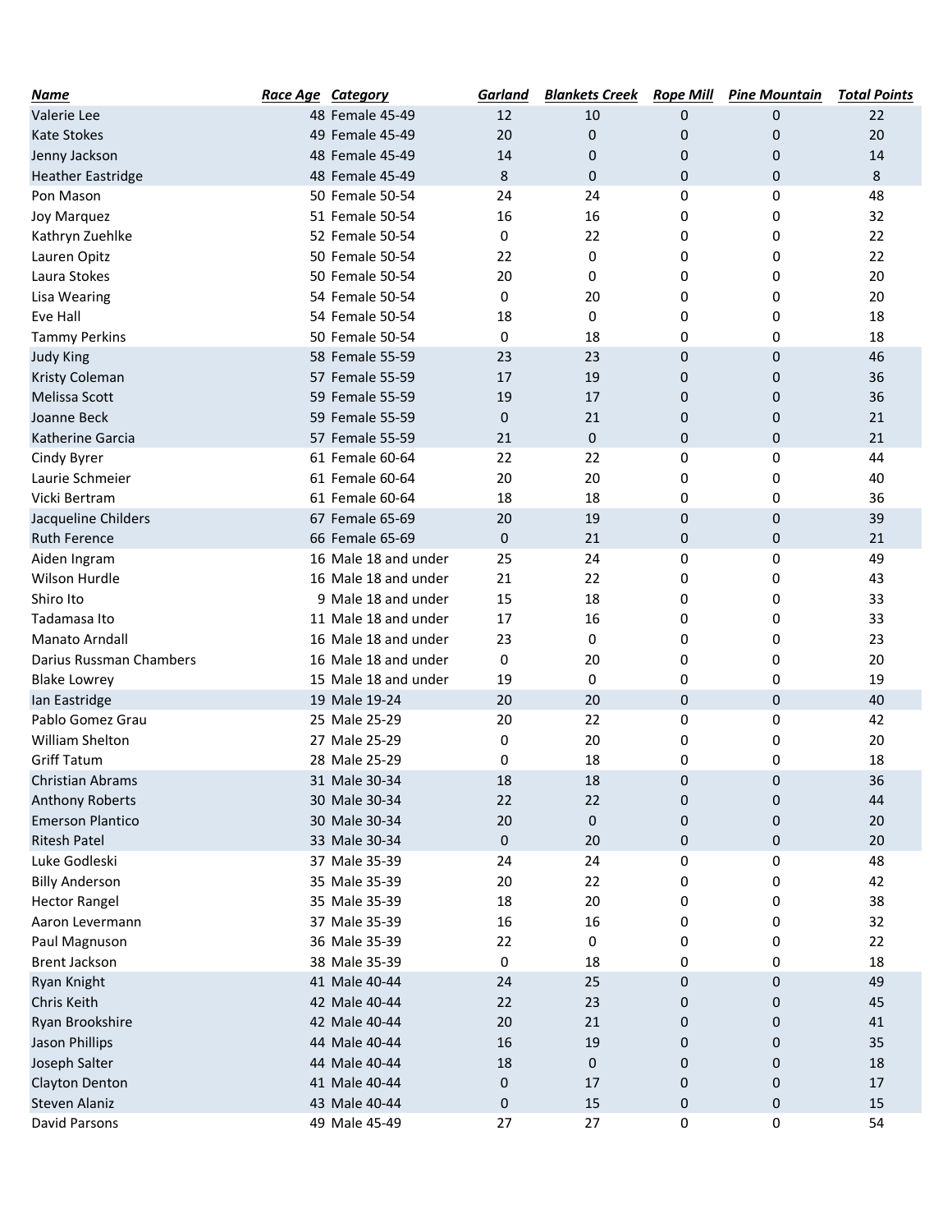| Name | Race Age | Category | Garland | Blankets Creek | Rope Mill | Pine Mountain | Total Points |
|---|---|---|---|---|---|---|---|
| Valerie Lee | 48 | Female 45-49 | 12 | 10 | 0 | 0 | 22 |
| Kate Stokes | 49 | Female 45-49 | 20 | 0 | 0 | 0 | 20 |
| Jenny Jackson | 48 | Female 45-49 | 14 | 0 | 0 | 0 | 14 |
| Heather Eastridge | 48 | Female 45-49 | 8 | 0 | 0 | 0 | 8 |
| Pon Mason | 50 | Female 50-54 | 24 | 24 | 0 | 0 | 48 |
| Joy Marquez | 51 | Female 50-54 | 16 | 16 | 0 | 0 | 32 |
| Kathryn Zuehlke | 52 | Female 50-54 | 0 | 22 | 0 | 0 | 22 |
| Lauren Opitz | 50 | Female 50-54 | 22 | 0 | 0 | 0 | 22 |
| Laura Stokes | 50 | Female 50-54 | 20 | 0 | 0 | 0 | 20 |
| Lisa Wearing | 54 | Female 50-54 | 0 | 20 | 0 | 0 | 20 |
| Eve Hall | 54 | Female 50-54 | 18 | 0 | 0 | 0 | 18 |
| Tammy Perkins | 50 | Female 50-54 | 0 | 18 | 0 | 0 | 18 |
| Judy King | 58 | Female 55-59 | 23 | 23 | 0 | 0 | 46 |
| Kristy Coleman | 57 | Female 55-59 | 17 | 19 | 0 | 0 | 36 |
| Melissa Scott | 59 | Female 55-59 | 19 | 17 | 0 | 0 | 36 |
| Joanne Beck | 59 | Female 55-59 | 0 | 21 | 0 | 0 | 21 |
| Katherine Garcia | 57 | Female 55-59 | 21 | 0 | 0 | 0 | 21 |
| Cindy Byrer | 61 | Female 60-64 | 22 | 22 | 0 | 0 | 44 |
| Laurie Schmeier | 61 | Female 60-64 | 20 | 20 | 0 | 0 | 40 |
| Vicki Bertram | 61 | Female 60-64 | 18 | 18 | 0 | 0 | 36 |
| Jacqueline Childers | 67 | Female 65-69 | 20 | 19 | 0 | 0 | 39 |
| Ruth Ference | 66 | Female 65-69 | 0 | 21 | 0 | 0 | 21 |
| Aiden Ingram | 16 | Male 18 and under | 25 | 24 | 0 | 0 | 49 |
| Wilson Hurdle | 16 | Male 18 and under | 21 | 22 | 0 | 0 | 43 |
| Shiro Ito | 9 | Male 18 and under | 15 | 18 | 0 | 0 | 33 |
| Tadamasa Ito | 11 | Male 18 and under | 17 | 16 | 0 | 0 | 33 |
| Manato Arndall | 16 | Male 18 and under | 23 | 0 | 0 | 0 | 23 |
| Darius Russman Chambers | 16 | Male 18 and under | 0 | 20 | 0 | 0 | 20 |
| Blake Lowrey | 15 | Male 18 and under | 19 | 0 | 0 | 0 | 19 |
| Ian Eastridge | 19 | Male 19-24 | 20 | 20 | 0 | 0 | 40 |
| Pablo Gomez Grau | 25 | Male 25-29 | 20 | 22 | 0 | 0 | 42 |
| William Shelton | 27 | Male 25-29 | 0 | 20 | 0 | 0 | 20 |
| Griff Tatum | 28 | Male 25-29 | 0 | 18 | 0 | 0 | 18 |
| Christian Abrams | 31 | Male 30-34 | 18 | 18 | 0 | 0 | 36 |
| Anthony Roberts | 30 | Male 30-34 | 22 | 22 | 0 | 0 | 44 |
| Emerson Plantico | 30 | Male 30-34 | 20 | 0 | 0 | 0 | 20 |
| Ritesh Patel | 33 | Male 30-34 | 0 | 20 | 0 | 0 | 20 |
| Luke Godleski | 37 | Male 35-39 | 24 | 24 | 0 | 0 | 48 |
| Billy Anderson | 35 | Male 35-39 | 20 | 22 | 0 | 0 | 42 |
| Hector Rangel | 35 | Male 35-39 | 18 | 20 | 0 | 0 | 38 |
| Aaron Levermann | 37 | Male 35-39 | 16 | 16 | 0 | 0 | 32 |
| Paul Magnuson | 36 | Male 35-39 | 22 | 0 | 0 | 0 | 22 |
| Brent Jackson | 38 | Male 35-39 | 0 | 18 | 0 | 0 | 18 |
| Ryan Knight | 41 | Male 40-44 | 24 | 25 | 0 | 0 | 49 |
| Chris Keith | 42 | Male 40-44 | 22 | 23 | 0 | 0 | 45 |
| Ryan Brookshire | 42 | Male 40-44 | 20 | 21 | 0 | 0 | 41 |
| Jason Phillips | 44 | Male 40-44 | 16 | 19 | 0 | 0 | 35 |
| Joseph Salter | 44 | Male 40-44 | 18 | 0 | 0 | 0 | 18 |
| Clayton Denton | 41 | Male 40-44 | 0 | 17 | 0 | 0 | 17 |
| Steven Alaniz | 43 | Male 40-44 | 0 | 15 | 0 | 0 | 15 |
| David Parsons | 49 | Male 45-49 | 27 | 27 | 0 | 0 | 54 |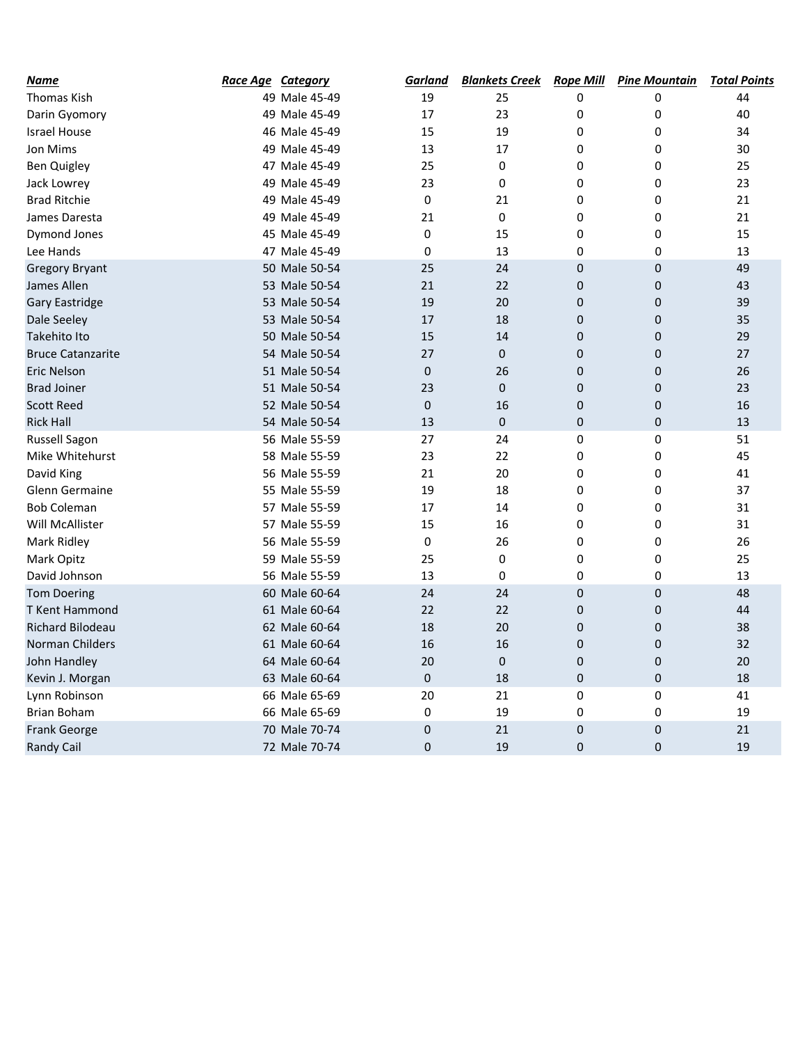| Name | Race Age | Category | Garland | Blankets Creek | Rope Mill | Pine Mountain | Total Points |
|---|---|---|---|---|---|---|---|
| Thomas Kish | 49 | Male 45-49 | 19 | 25 | 0 | 0 | 44 |
| Darin Gyomory | 49 | Male 45-49 | 17 | 23 | 0 | 0 | 40 |
| Israel House | 46 | Male 45-49 | 15 | 19 | 0 | 0 | 34 |
| Jon Mims | 49 | Male 45-49 | 13 | 17 | 0 | 0 | 30 |
| Ben Quigley | 47 | Male 45-49 | 25 | 0 | 0 | 0 | 25 |
| Jack Lowrey | 49 | Male 45-49 | 23 | 0 | 0 | 0 | 23 |
| Brad Ritchie | 49 | Male 45-49 | 0 | 21 | 0 | 0 | 21 |
| James Daresta | 49 | Male 45-49 | 21 | 0 | 0 | 0 | 21 |
| Dymond Jones | 45 | Male 45-49 | 0 | 15 | 0 | 0 | 15 |
| Lee Hands | 47 | Male 45-49 | 0 | 13 | 0 | 0 | 13 |
| Gregory Bryant | 50 | Male 50-54 | 25 | 24 | 0 | 0 | 49 |
| James Allen | 53 | Male 50-54 | 21 | 22 | 0 | 0 | 43 |
| Gary Eastridge | 53 | Male 50-54 | 19 | 20 | 0 | 0 | 39 |
| Dale Seeley | 53 | Male 50-54 | 17 | 18 | 0 | 0 | 35 |
| Takehito Ito | 50 | Male 50-54 | 15 | 14 | 0 | 0 | 29 |
| Bruce Catanzarite | 54 | Male 50-54 | 27 | 0 | 0 | 0 | 27 |
| Eric Nelson | 51 | Male 50-54 | 0 | 26 | 0 | 0 | 26 |
| Brad Joiner | 51 | Male 50-54 | 23 | 0 | 0 | 0 | 23 |
| Scott Reed | 52 | Male 50-54 | 0 | 16 | 0 | 0 | 16 |
| Rick Hall | 54 | Male 50-54 | 13 | 0 | 0 | 0 | 13 |
| Russell Sagon | 56 | Male 55-59 | 27 | 24 | 0 | 0 | 51 |
| Mike Whitehurst | 58 | Male 55-59 | 23 | 22 | 0 | 0 | 45 |
| David King | 56 | Male 55-59 | 21 | 20 | 0 | 0 | 41 |
| Glenn Germaine | 55 | Male 55-59 | 19 | 18 | 0 | 0 | 37 |
| Bob Coleman | 57 | Male 55-59 | 17 | 14 | 0 | 0 | 31 |
| Will McAllister | 57 | Male 55-59 | 15 | 16 | 0 | 0 | 31 |
| Mark Ridley | 56 | Male 55-59 | 0 | 26 | 0 | 0 | 26 |
| Mark Opitz | 59 | Male 55-59 | 25 | 0 | 0 | 0 | 25 |
| David Johnson | 56 | Male 55-59 | 13 | 0 | 0 | 0 | 13 |
| Tom Doering | 60 | Male 60-64 | 24 | 24 | 0 | 0 | 48 |
| T Kent Hammond | 61 | Male 60-64 | 22 | 22 | 0 | 0 | 44 |
| Richard Bilodeau | 62 | Male 60-64 | 18 | 20 | 0 | 0 | 38 |
| Norman Childers | 61 | Male 60-64 | 16 | 16 | 0 | 0 | 32 |
| John Handley | 64 | Male 60-64 | 20 | 0 | 0 | 0 | 20 |
| Kevin J. Morgan | 63 | Male 60-64 | 0 | 18 | 0 | 0 | 18 |
| Lynn Robinson | 66 | Male 65-69 | 20 | 21 | 0 | 0 | 41 |
| Brian Boham | 66 | Male 65-69 | 0 | 19 | 0 | 0 | 19 |
| Frank George | 70 | Male 70-74 | 0 | 21 | 0 | 0 | 21 |
| Randy Cail | 72 | Male 70-74 | 0 | 19 | 0 | 0 | 19 |